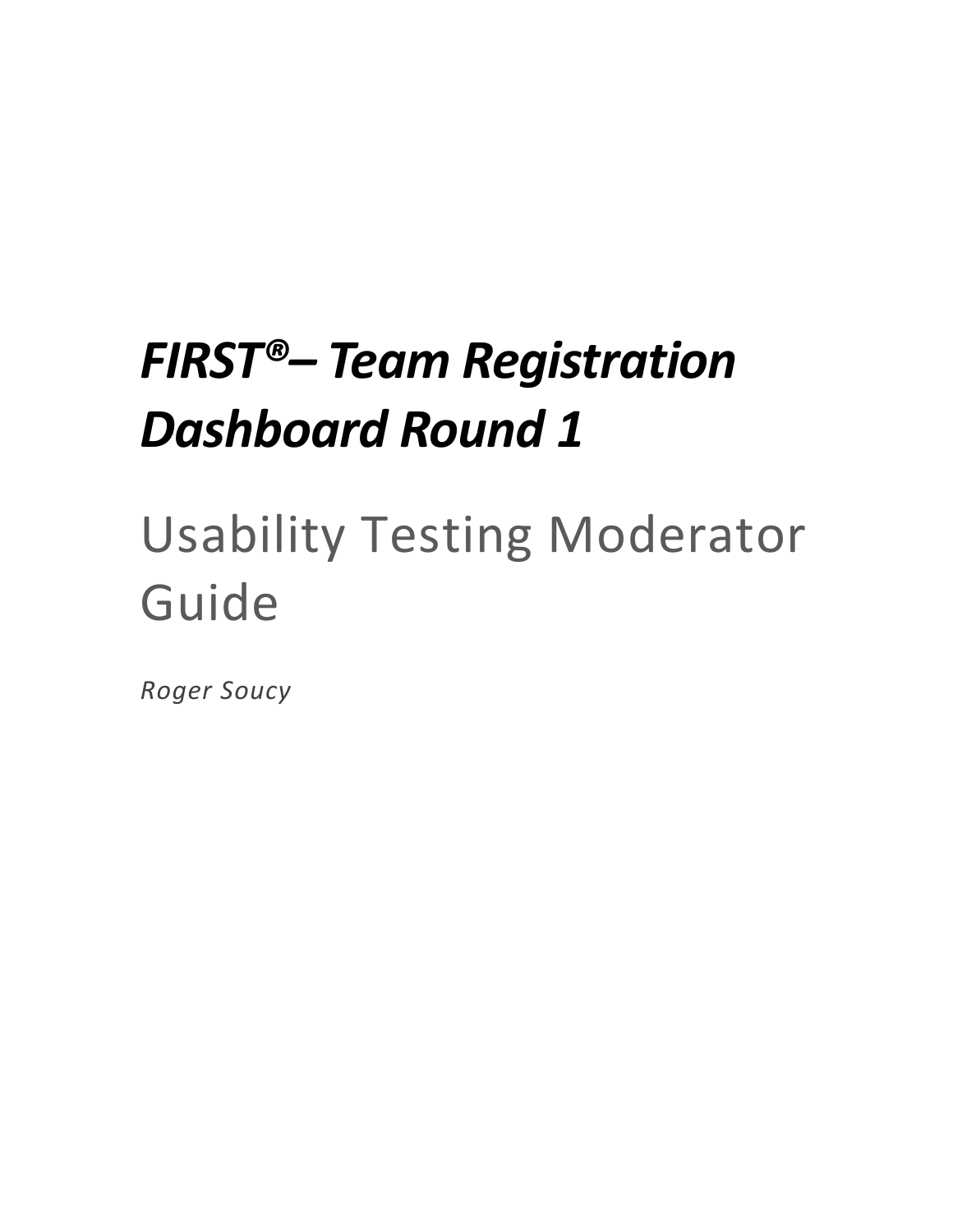# *FIRST®– Team Registration Dashboard Round 1*

## Usability Testing Moderator Guide

*Roger Soucy*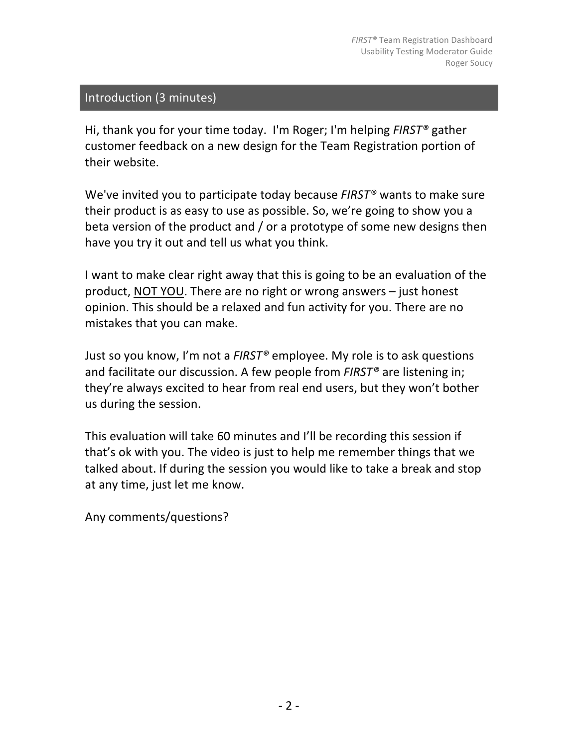## Introduction (3 minutes)

Hi, thank you for your time today. I'm Roger; I'm helping *FIRST®* gather customer feedback on a new design for the Team Registration portion of their website.

We've invited you to participate today because *FIRST®* wants to make sure their product is as easy to use as possible. So, we're going to show you a beta version of the product and / or a prototype of some new designs then have you try it out and tell us what you think.

I want to make clear right away that this is going to be an evaluation of the product, <u>NOT YOU</u>. There are no right or wrong answers – just honest opinion. This should be a relaxed and fun activity for you. There are no mistakes that you can make.

Just so you know, I'm not a *FIRST®* employee. My role is to ask questions and facilitate our discussion. A few people from *FIRST®* are listening in; they're always excited to hear from real end users, but they won't bother us during the session.

This evaluation will take 60 minutes and I'll be recording this session if that's ok with you. The video is just to help me remember things that we talked about. If during the session you would like to take a break and stop at any time, just let me know.

Any comments/questions?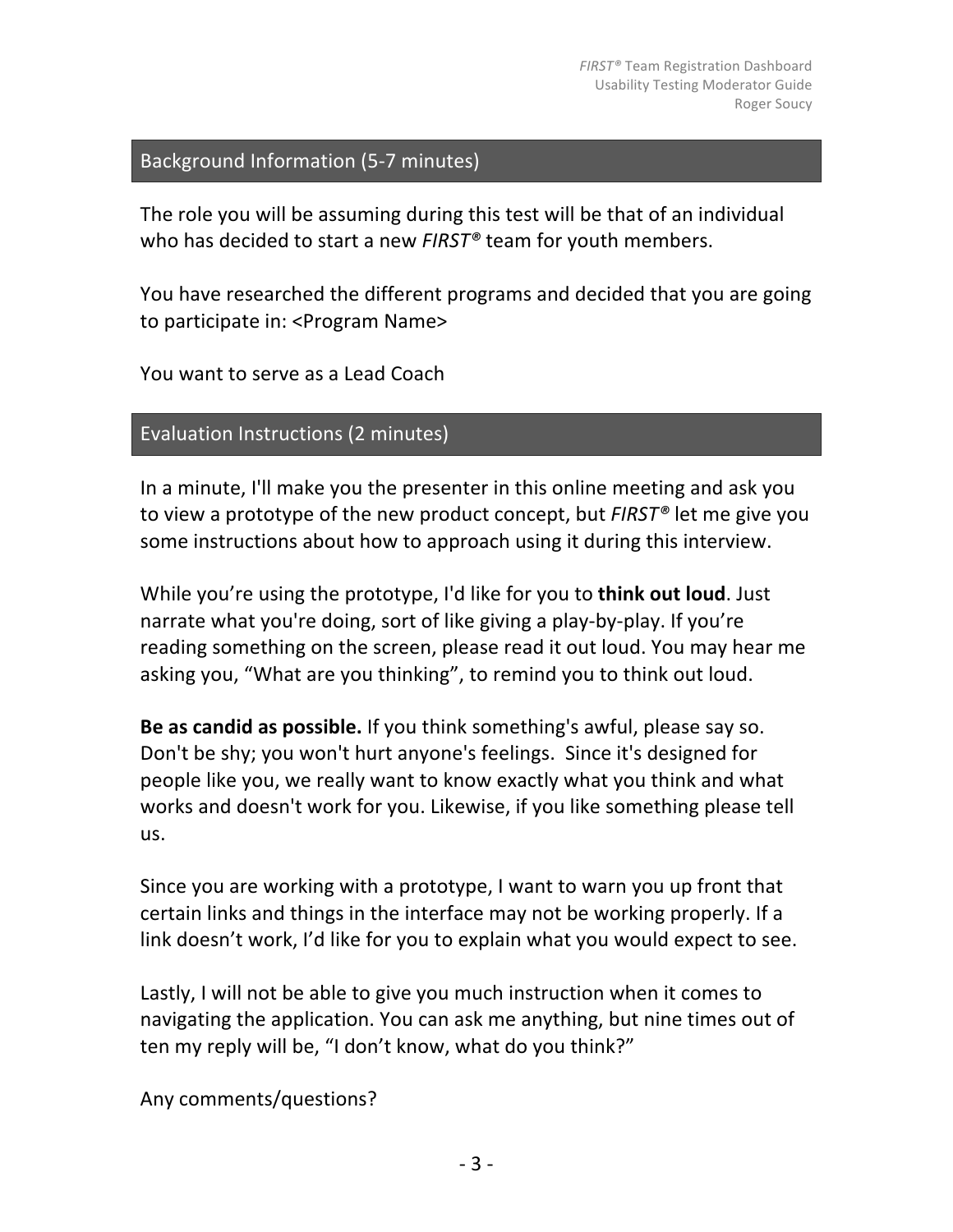## Background Information (5-7 minutes)

The role you will be assuming during this test will be that of an individual who has decided to start a new *FIRST®* team for youth members.

You have researched the different programs and decided that you are going to participate in: <Program Name>

You want to serve as a Lead Coach

## Evaluation Instructions (2 minutes)

In a minute, I'll make you the presenter in this online meeting and ask you to view a prototype of the new product concept, but *FIRST®* let me give you some instructions about how to approach using it during this interview.

While you're using the prototype, I'd like for you to **think out loud**. Just narrate what you're doing, sort of like giving a play-by-play. If you're reading something on the screen, please read it out loud. You may hear me asking you, "What are you thinking", to remind you to think out loud.

**Be as candid as possible.** If you think something's awful, please say so. Don't be shy; you won't hurt anyone's feelings. Since it's designed for people like you, we really want to know exactly what you think and what works and doesn't work for you. Likewise, if you like something please tell us.

Since you are working with a prototype, I want to warn you up front that certain links and things in the interface may not be working properly. If a link doesn't work, I'd like for you to explain what you would expect to see.

Lastly, I will not be able to give you much instruction when it comes to navigating the application. You can ask me anything, but nine times out of ten my reply will be, "I don't know, what do you think?"

Any comments/questions?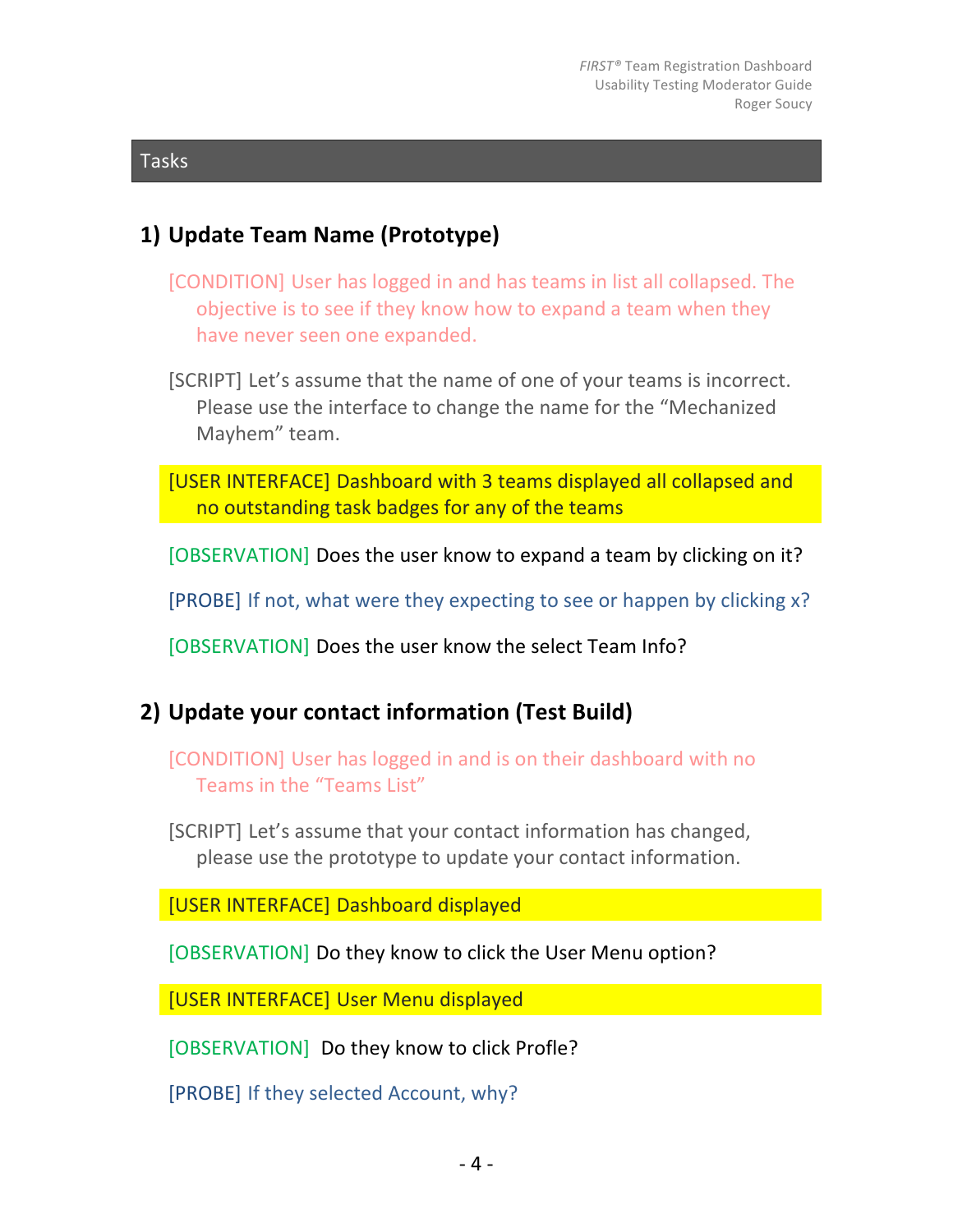## Tasks

### 1) Update Team Name (Prototype)

[CONDITION] User has logged in and has teams in list all collapsed. The objective is to see if they know how to expand a team when they have never seen one expanded.

[SCRIPT] Let's assume that the name of one of your teams is incorrect. Please use the interface to change the name for the "Mechanized Mayhem" team.

[USER INTERFACE] Dashboard with 3 teams displayed all collapsed and no outstanding task badges for any of the teams

[OBSERVATION] Does the user know to expand a team by clicking on it?

[PROBE] If not, what were they expecting to see or happen by clicking x?

[OBSERVATION] Does the user know the select Team Info?

### 2) Update your contact information (Test Build)

[CONDITION] User has logged in and is on their dashboard with no Teams in the "Teams List"

[SCRIPT] Let's assume that your contact information has changed, please use the prototype to update your contact information.

[USER INTERFACE] Dashboard displayed

[OBSERVATION] Do they know to click the User Menu option?

[USER INTERFACE] User Menu displayed

[OBSERVATION] Do they know to click Profle?

[PROBE] If they selected Account, why?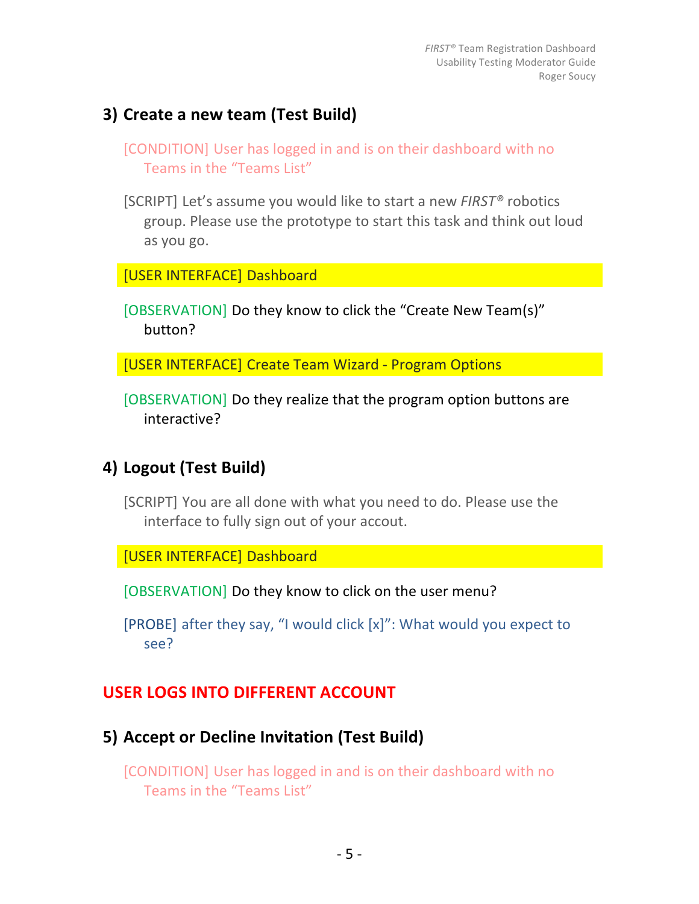## 3) Create a new team (Test Build)

[CONDITION] User has logged in and is on their dashboard with no Teams in the "Teams List"

[SCRIPT] Let's assume you would like to start a new *FIRST®* robotics group. Please use the prototype to start this task and think out loud as you go.

[USER INTERFACE] Dashboard

[OBSERVATION] Do they know to click the "Create New Team(s)" button?

[USER INTERFACE] Create Team Wizard - Program Options

[OBSERVATION] Do they realize that the program option buttons are interactive?

## 4) Logout (Test Build)

[SCRIPT] You are all done with what you need to do. Please use the interface to fully sign out of your accout.

[USER INTERFACE] Dashboard

[OBSERVATION] Do they know to click on the user menu?

[PROBE] after they say, "I would click [x]": What would you expect to see?

**USER LOGS INTO DIFFERENT ACCOUNT**

## 5) Accept or Decline Invitation (Test Build)

[CONDITION] User has logged in and is on their dashboard with no Teams in the "Teams List"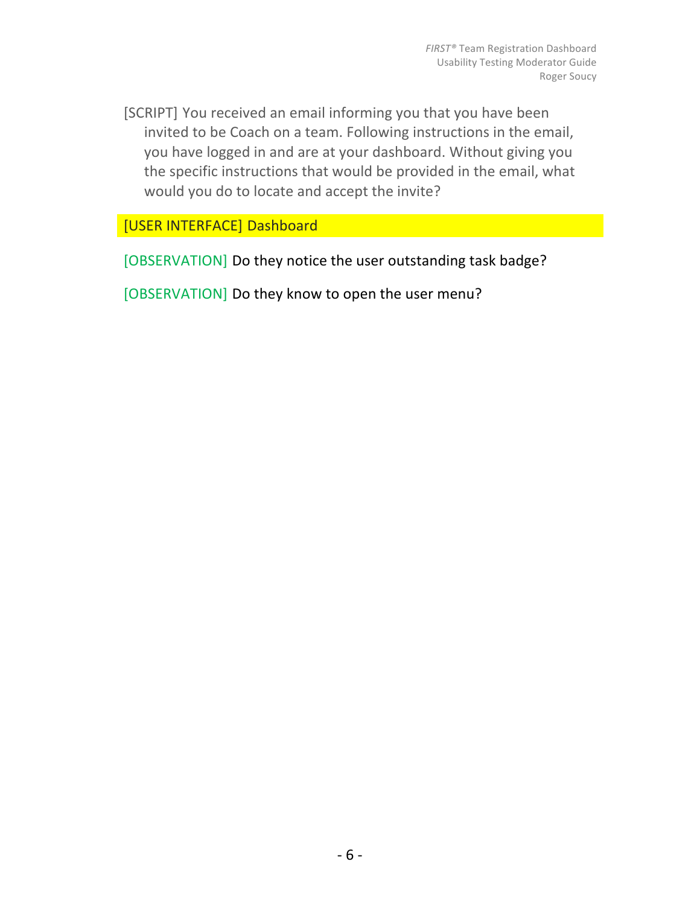[SCRIPT] You received an email informing you that you have been invited to be Coach on a team. Following instructions in the email, you have logged in and are at your dashboard. Without giving you the specific instructions that would be provided in the email, what would you do to locate and accept the invite?

[USER INTERFACE] Dashboard

[OBSERVATION] Do they notice the user outstanding task badge?

[OBSERVATION] Do they know to open the user menu?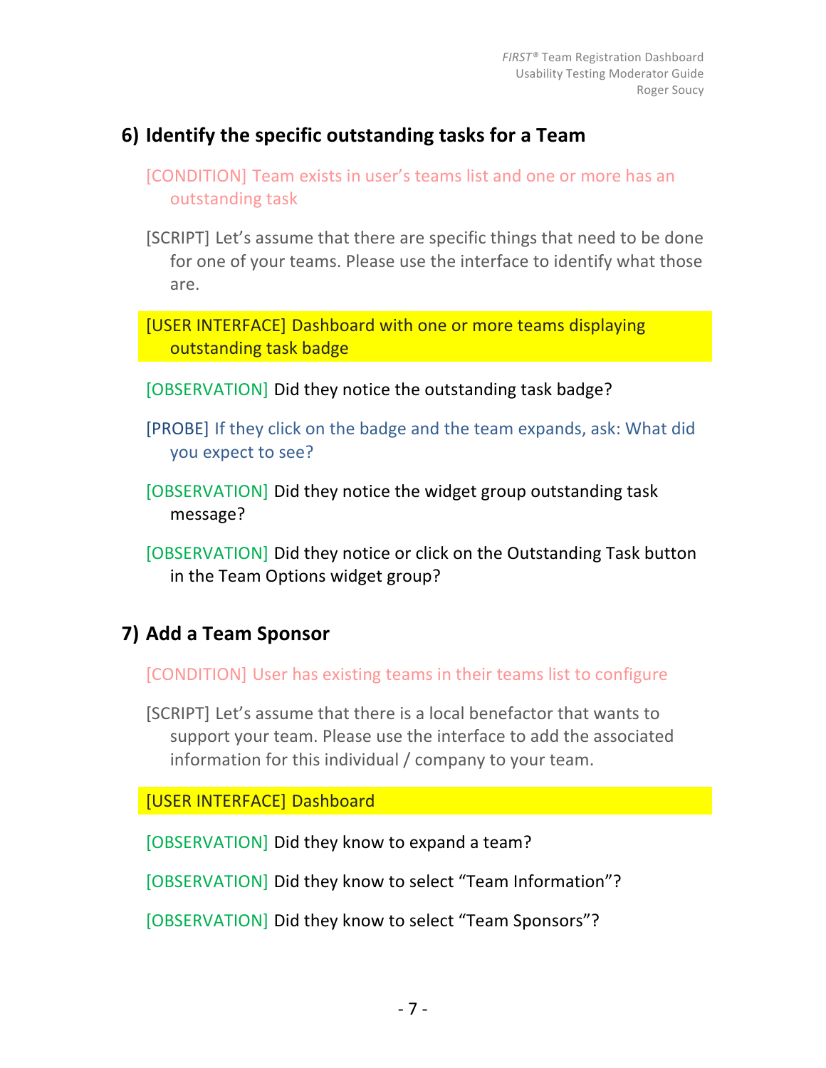## 6) Identify the specific outstanding tasks for a Team

[CONDITION] Team exists in user's teams list and one or more has an outstanding task

[SCRIPT] Let's assume that there are specific things that need to be done for one of your teams. Please use the interface to identify what those are.

[USER INTERFACE] Dashboard with one or more teams displaying outstanding task badge

[OBSERVATION] Did they notice the outstanding task badge?

[PROBE] If they click on the badge and the team expands, ask: What did you expect to see?

[OBSERVATION] Did they notice the widget group outstanding task message?

[OBSERVATION] Did they notice or click on the Outstanding Task button in the Team Options widget group?

## 7) Add a Team Sponsor

[CONDITION] User has existing teams in their teams list to configure

[SCRIPT] Let's assume that there is a local benefactor that wants to support your team. Please use the interface to add the associated information for this individual / company to your team.

[USER INTERFACE] Dashboard

[OBSERVATION] Did they know to expand a team?

[OBSERVATION] Did they know to select "Team Information"?

[OBSERVATION] Did they know to select "Team Sponsors"?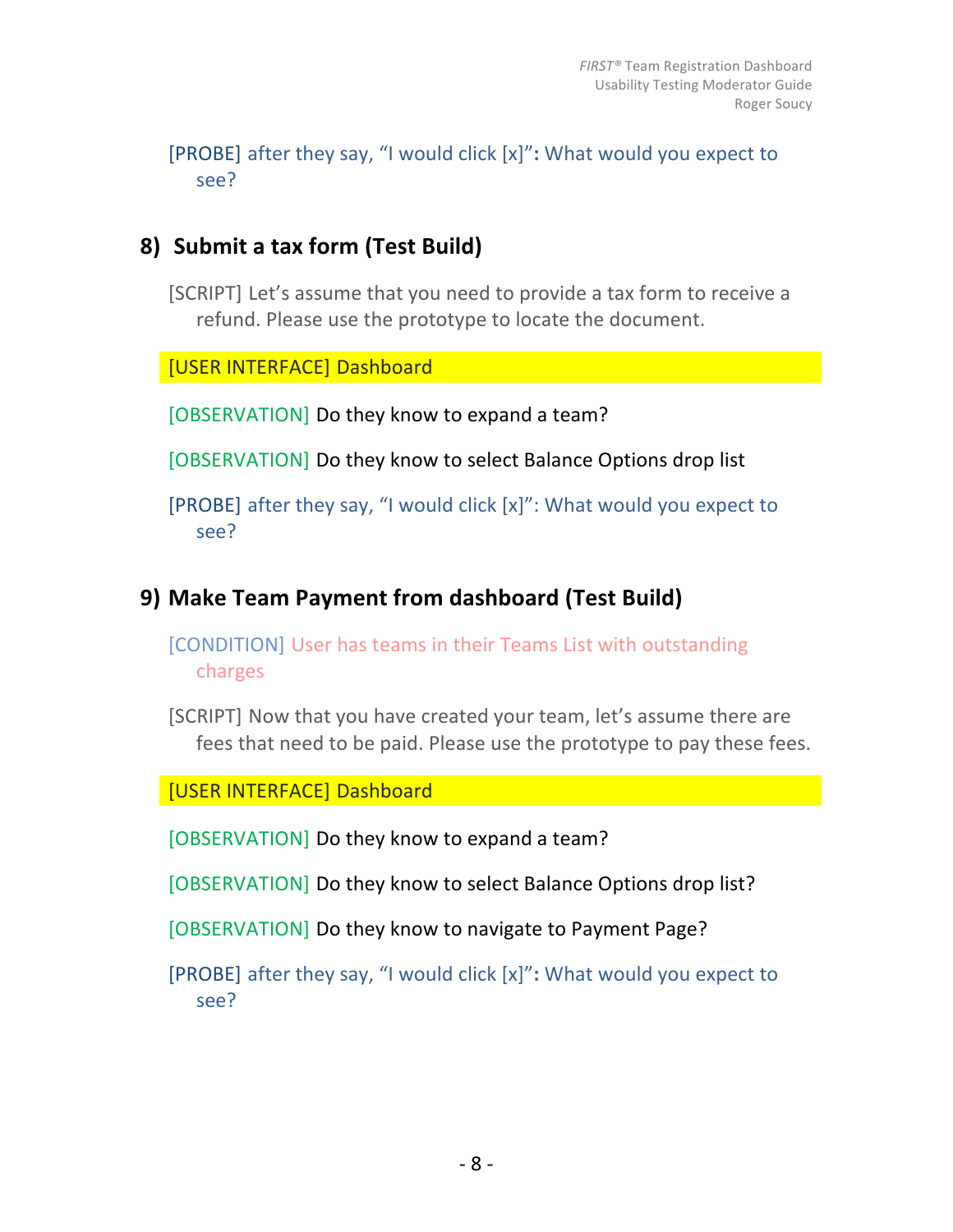[PROBE] after they say, "I would click [x]": What would you expect to see?

## 8) Submit a tax form (Test Build)

[SCRIPT] Let's assume that you need to provide a tax form to receive a refund. Please use the prototype to locate the document.

[USER INTERFACE] Dashboard

[OBSERVATION] Do they know to expand a team?

[OBSERVATION] Do they know to select Balance Options drop list

[PROBE] after they say, "I would click [x]": What would you expect to see?

## 9) Make Team Payment from dashboard (Test Build)

[CONDITION] User has teams in their Teams List with outstanding charges

[SCRIPT] Now that you have created your team, let's assume there are fees that need to be paid. Please use the prototype to pay these fees.

[USER INTERFACE] Dashboard

[OBSERVATION] Do they know to expand a team?

[OBSERVATION] Do they know to select Balance Options drop list?

[OBSERVATION] Do they know to navigate to Payment Page?

[PROBE] after they say, "I would click [x]": What would you expect to see?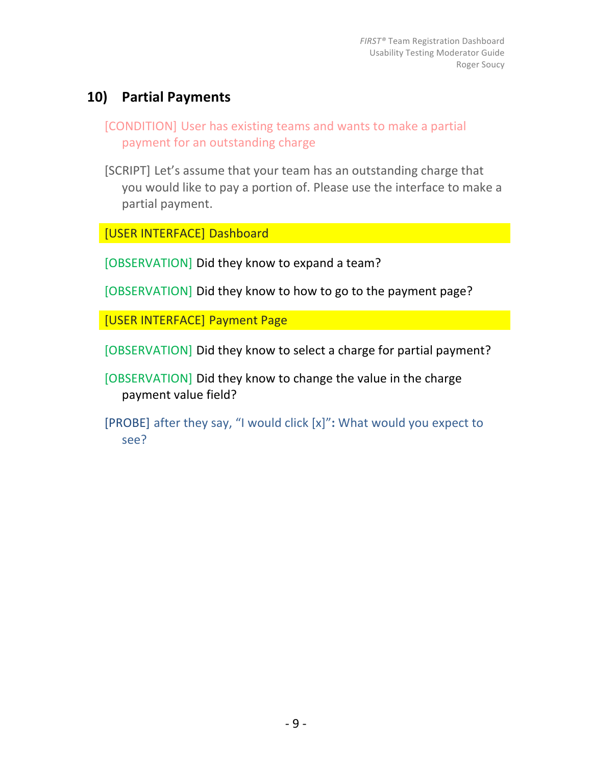## 10) Partial Payments

[CONDITION] User has existing teams and wants to make a partial payment for an outstanding charge

[SCRIPT] Let's assume that your team has an outstanding charge that you would like to pay a portion of. Please use the interface to make a partial payment.

[USER INTERFACE] Dashboard

[OBSERVATION] Did they know to expand a team?

[OBSERVATION] Did they know to how to go to the payment page?

[USER INTERFACE] Payment Page

[OBSERVATION] Did they know to select a charge for partial payment?

[OBSERVATION] Did they know to change the value in the charge payment value field?

[PROBE] after they say, "I would click [x]"**:** What would you expect to see?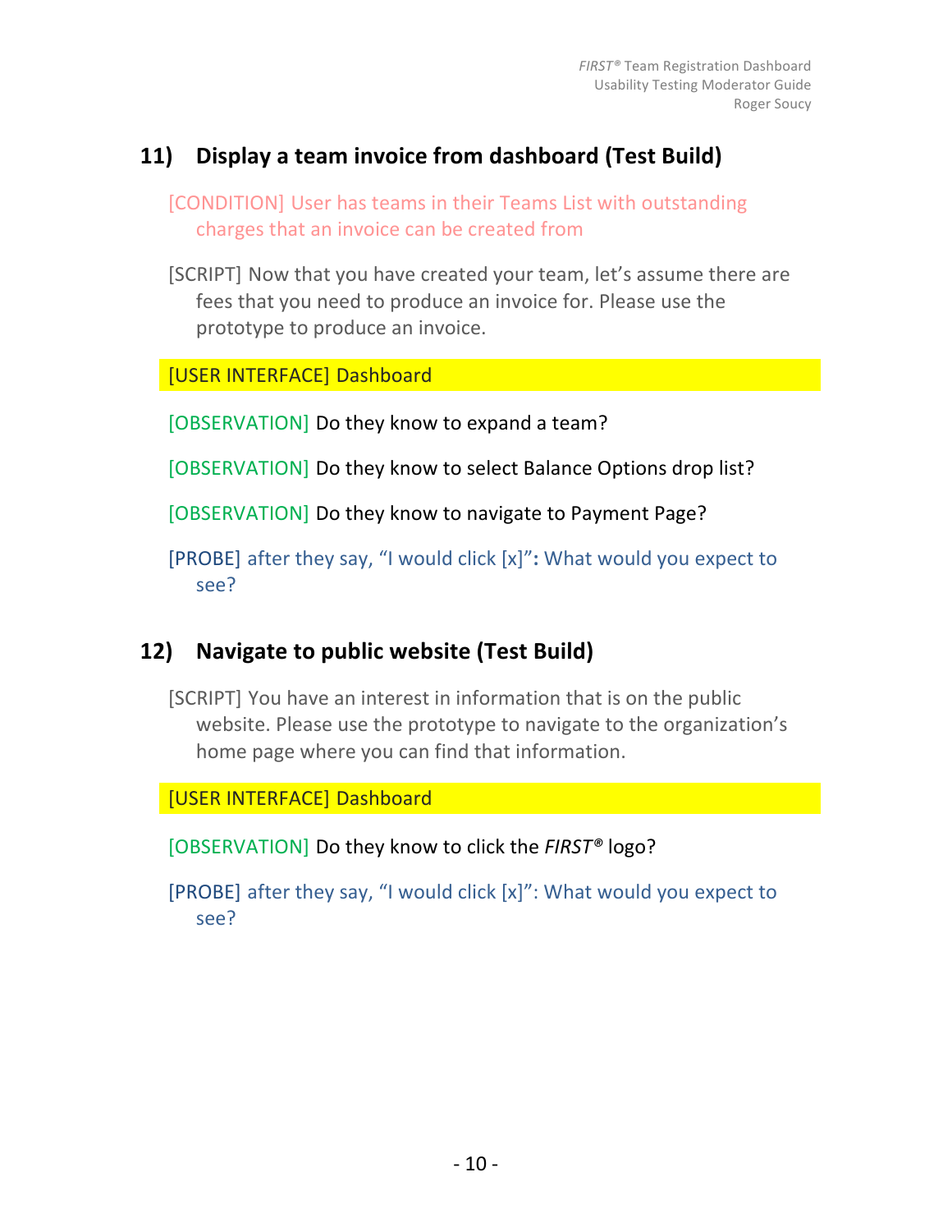## 11) Display a team invoice from dashboard (Test Build)

[CONDITION] User has teams in their Teams List with outstanding charges that an invoice can be created from

[SCRIPT] Now that you have created your team, let's assume there are fees that you need to produce an invoice for. Please use the prototype to produce an invoice.

[USER INTERFACE] Dashboard

[OBSERVATION] Do they know to expand a team?

[OBSERVATION] Do they know to select Balance Options drop list?

[OBSERVATION] Do they know to navigate to Payment Page?

[PROBE] after they say, "I would click [x]"**:** What would you expect to see?

## 12) Navigate to public website (Test Build)

[SCRIPT] You have an interest in information that is on the public website. Please use the prototype to navigate to the organization's home page where you can find that information.

[USER INTERFACE] Dashboard

[OBSERVATION] Do they know to click the *FIRST®* logo?

[PROBE] after they say, "I would click [x]": What would you expect to see?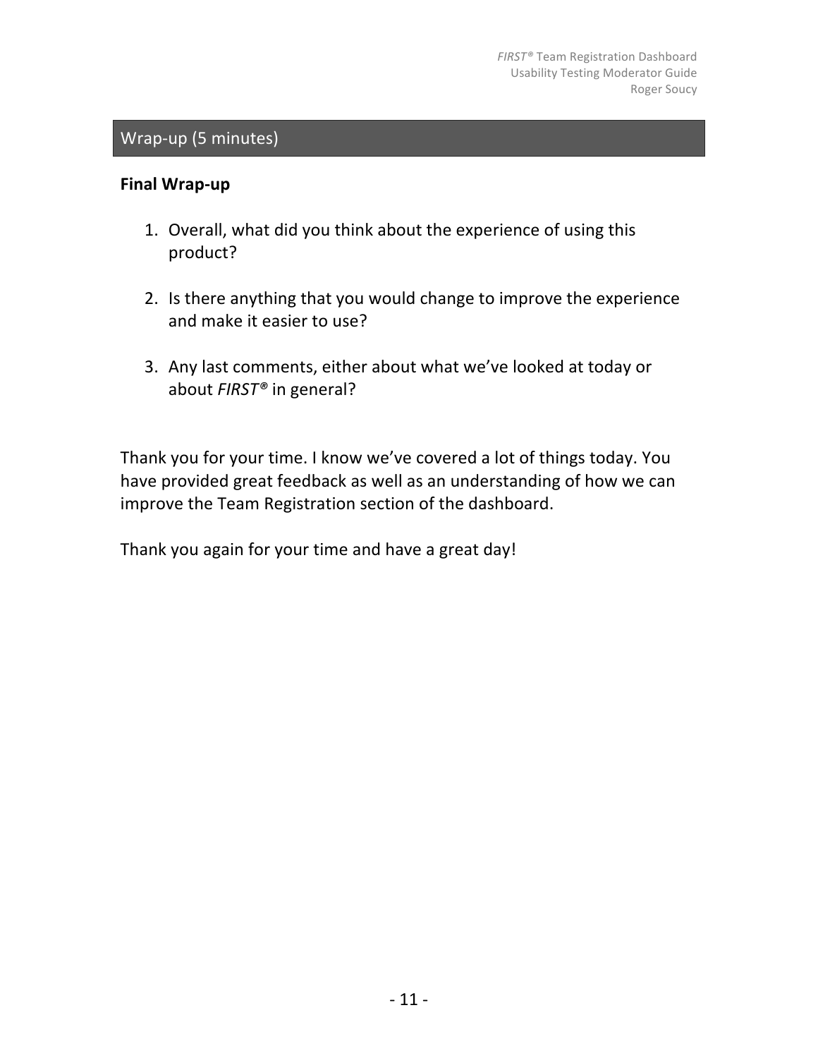## Wrap-up (5 minutes)

**Final Wrap-up**

1. Overall, what did you think about the experience of using this product?

2. Is there anything that you would change to improve the experience and make it easier to use?

3. Any last comments, either about what we've looked at today or about *FIRST®* in general?

Thank you for your time. I know we've covered a lot of things today. You have provided great feedback as well as an understanding of how we can improve the Team Registration section of the dashboard.

Thank you again for your time and have a great day!